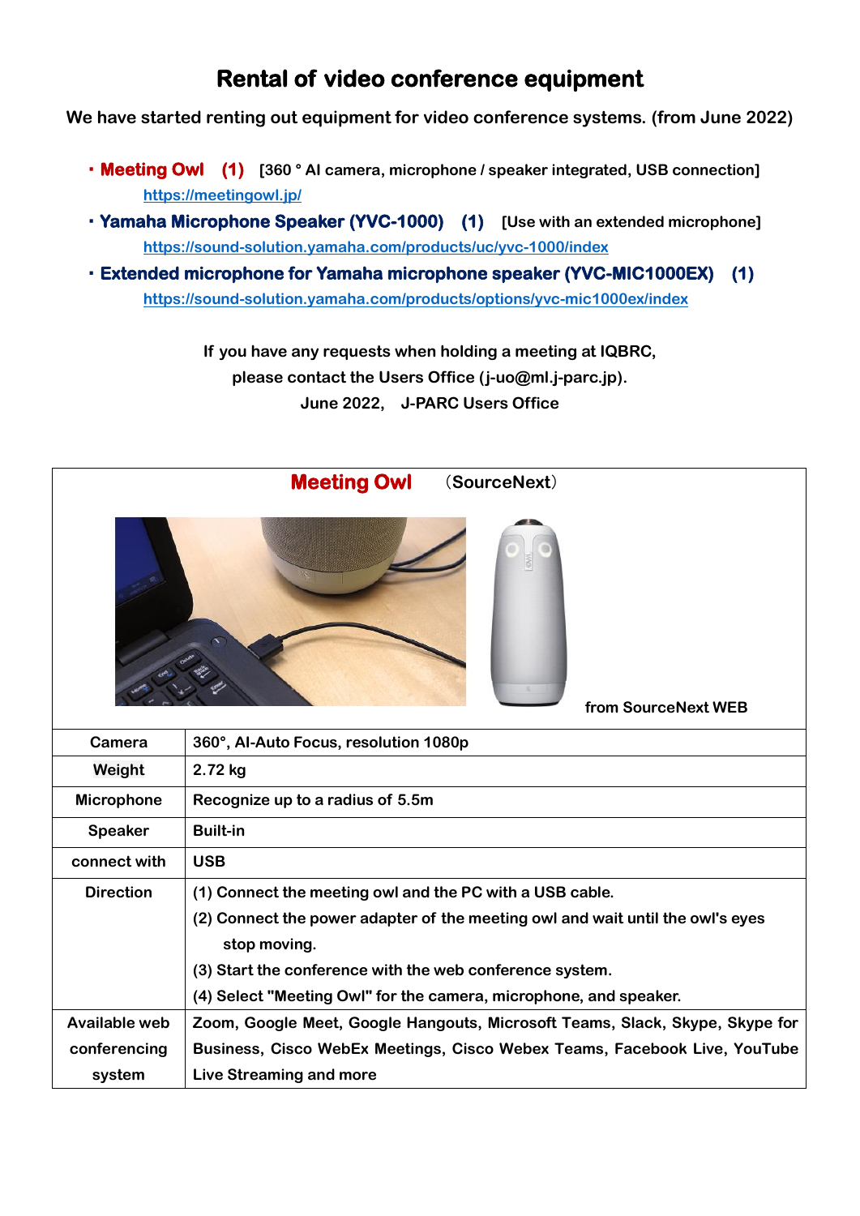# Rental of video conference equipment

**We have started renting out equipment for video conference systems. (from June 2022)**

- **Meeting Owl (1)** [360 ° AI camera, microphone / speaker integrated, USB connection]
  https://meetingowl.jp/
- **Yamaha Microphone Speaker (YVC-1000) (1)** [Use with an extended microphone]
  https://sound-solution.yamaha.com/products/uc/yvc-1000/index
- **Extended microphone for Yamaha microphone speaker (YVC-MIC1000EX) (1)**
  https://sound-solution.yamaha.com/products/options/yvc-mic1000ex/index

**If you have any requests when holding a meeting at IQBRC,**
**please contact the Users Office (j-uo@ml.j-parc.jp).**
**June 2022, J-PARC Users Office**

## Meeting Owl （SourceNext）

from SourceNext WEB

| | |
|---|---|
| Camera | 360°, AI-Auto Focus, resolution 1080p |
| Weight | 2.72 kg |
| Microphone | Recognize up to a radius of 5.5m |
| Speaker | Built-in |
| connect with | USB |
| Direction | (1) Connect the meeting owl and the PC with a USB cable.<br>(2) Connect the power adapter of the meeting owl and wait until the owl's eyes stop moving.<br>(3) Start the conference with the web conference system.<br>(4) Select "Meeting Owl" for the camera, microphone, and speaker. |
| Available web conferencing system | Zoom, Google Meet, Google Hangouts, Microsoft Teams, Slack, Skype, Skype for Business, Cisco WebEx Meetings, Cisco Webex Teams, Facebook Live, YouTube Live Streaming and more |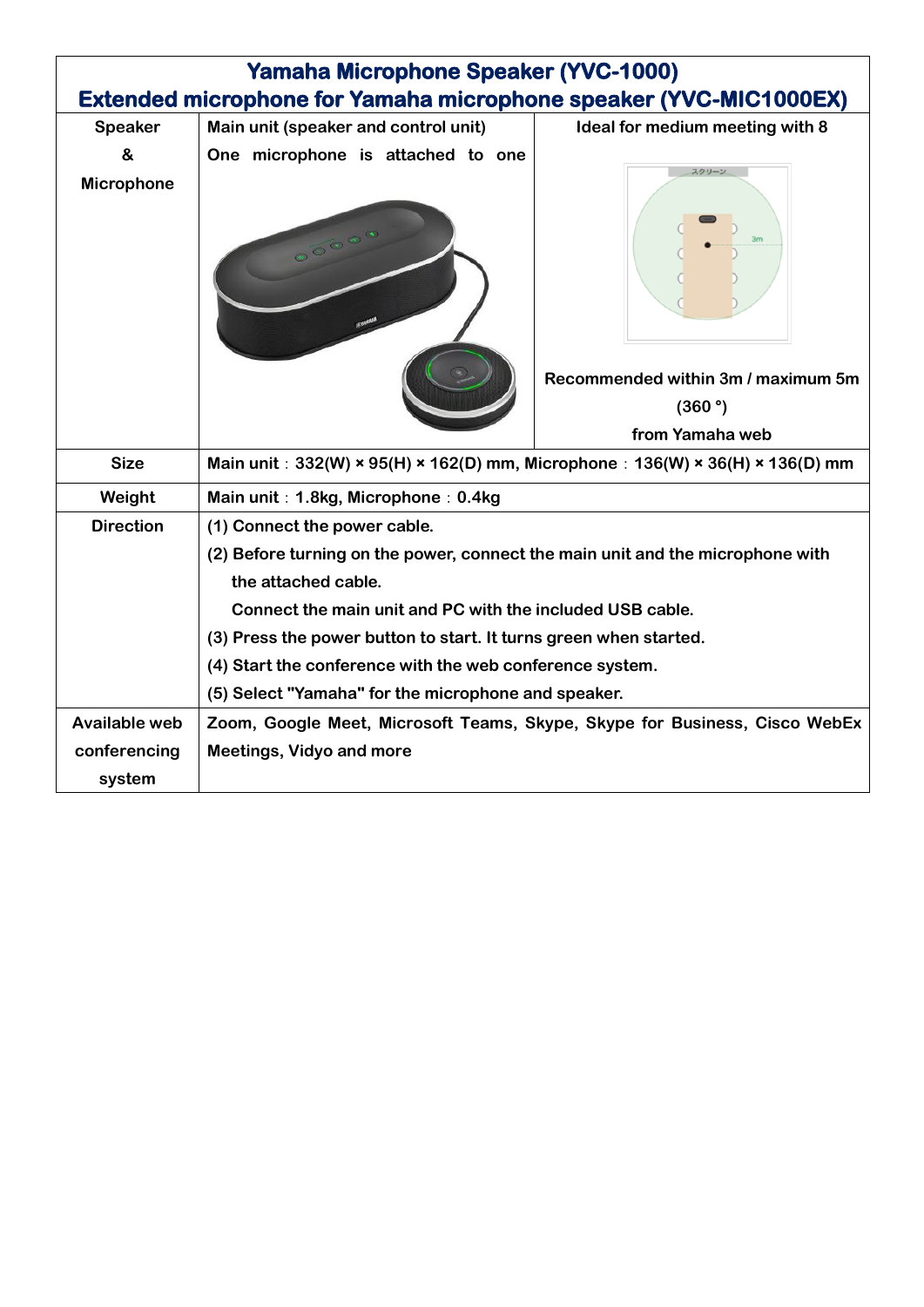| Yamaha Microphone Speaker (YVC-1000)<br>Extended microphone for Yamaha microphone speaker (YVC-MIC1000EX) | | |
|---|---|---|
| Speaker & Microphone | Main unit (speaker and control unit)<br>One microphone is attached to one | Ideal for medium meeting with 8<br>スクリーン<br>3m<br>Recommended within 3m / maximum 5m<br>(360 °)<br>from Yamaha web |
| Size | Main unit：332(W) × 95(H) × 162(D) mm, Microphone：136(W) × 36(H) × 136(D) mm | |
| Weight | Main unit：1.8kg, Microphone：0.4kg | |
| Direction | (1) Connect the power cable.<br>(2) Before turning on the power, connect the main unit and the microphone with the attached cable.<br>Connect the main unit and PC with the included USB cable.<br>(3) Press the power button to start. It turns green when started.<br>(4) Start the conference with the web conference system.<br>(5) Select "Yamaha" for the microphone and speaker. | |
| Available web conferencing system | Zoom, Google Meet, Microsoft Teams, Skype, Skype for Business, Cisco WebEx Meetings, Vidyo and more | |